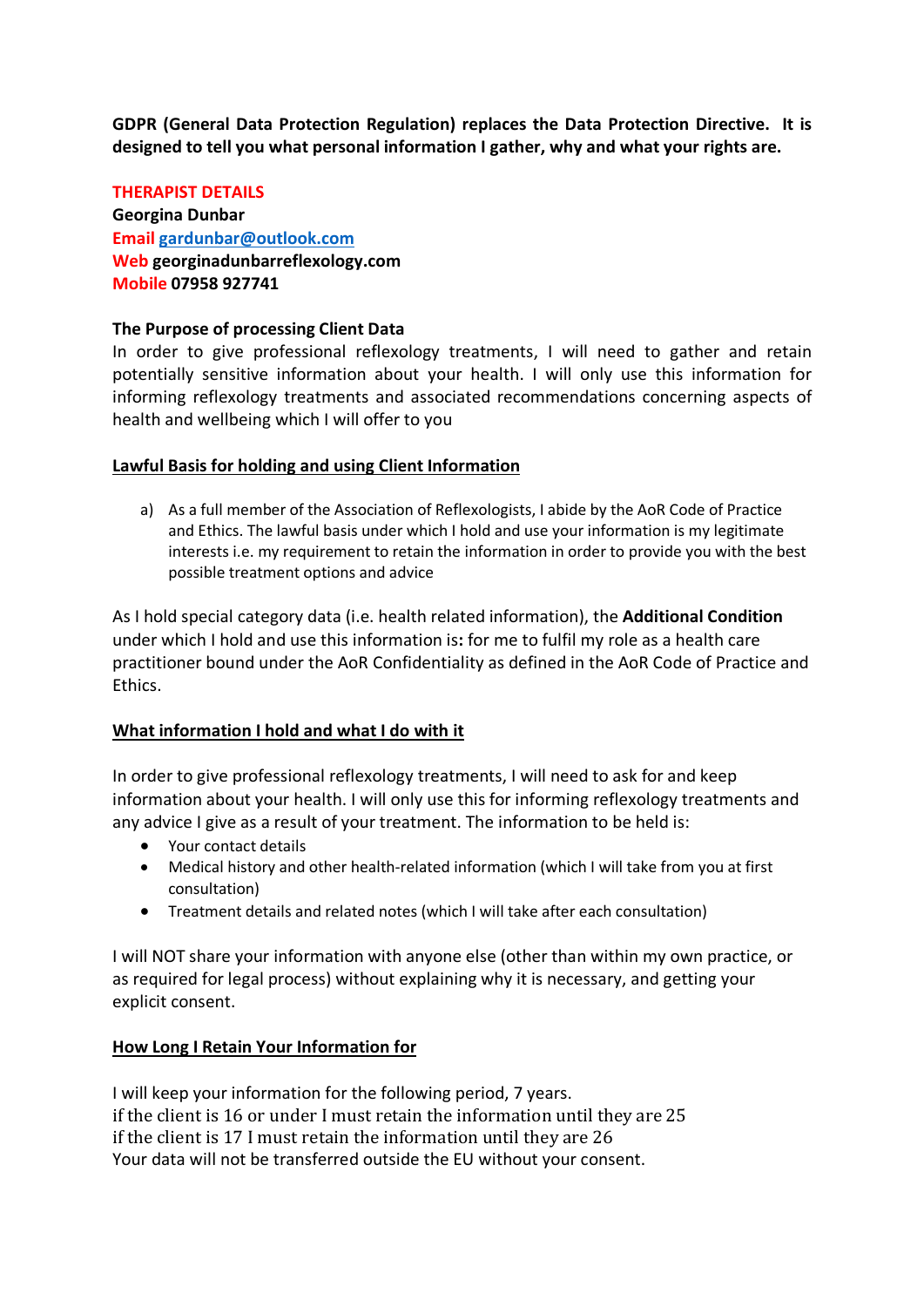**GDPR (General Data Protection Regulation) replaces the Data Protection Directive. It is designed to tell you what personal information I gather, why and what your rights are.**

**THERAPIST DETAILS**

**Georgina Dunbar**

**Email** gardunbar@outlook.com

**Web georginadunbarreflexology.com**

**Mobile 07958 927741**

**The Purpose of processing Client Data**

In order to give professional reflexology treatments, I will need to gather and retain potentially sensitive information about your health. I will only use this information for informing reflexology treatments and associated recommendations concerning aspects of health and wellbeing which I will offer to you

**Lawful Basis for holding and using Client Information**

a) As a full member of the Association of Reflexologists, I abide by the AoR Code of Practice and Ethics. The lawful basis under which I hold and use your information is my legitimate interests i.e. my requirement to retain the information in order to provide you with the best possible treatment options and advice

As I hold special category data (i.e. health related information), the **Additional Condition** under which I hold and use this information is**:** for me to fulfil my role as a health care practitioner bound under the AoR Confidentiality as defined in the AoR Code of Practice and Ethics.

**What information I hold and what I do with it**

In order to give professional reflexology treatments, I will need to ask for and keep information about your health. I will only use this for informing reflexology treatments and any advice I give as a result of your treatment. The information to be held is:

- Your contact details
- Medical history and other health-related information (which I will take from you at first consultation)
- Treatment details and related notes (which I will take after each consultation)

I will NOT share your information with anyone else (other than within my own practice, or as required for legal process) without explaining why it is necessary, and getting your explicit consent.

**How Long I Retain Your Information for**

I will keep your information for the following period, 7 years.
if the client is 16 or under I must retain the information until they are 25
if the client is 17 I must retain the information until they are 26
Your data will not be transferred outside the EU without your consent.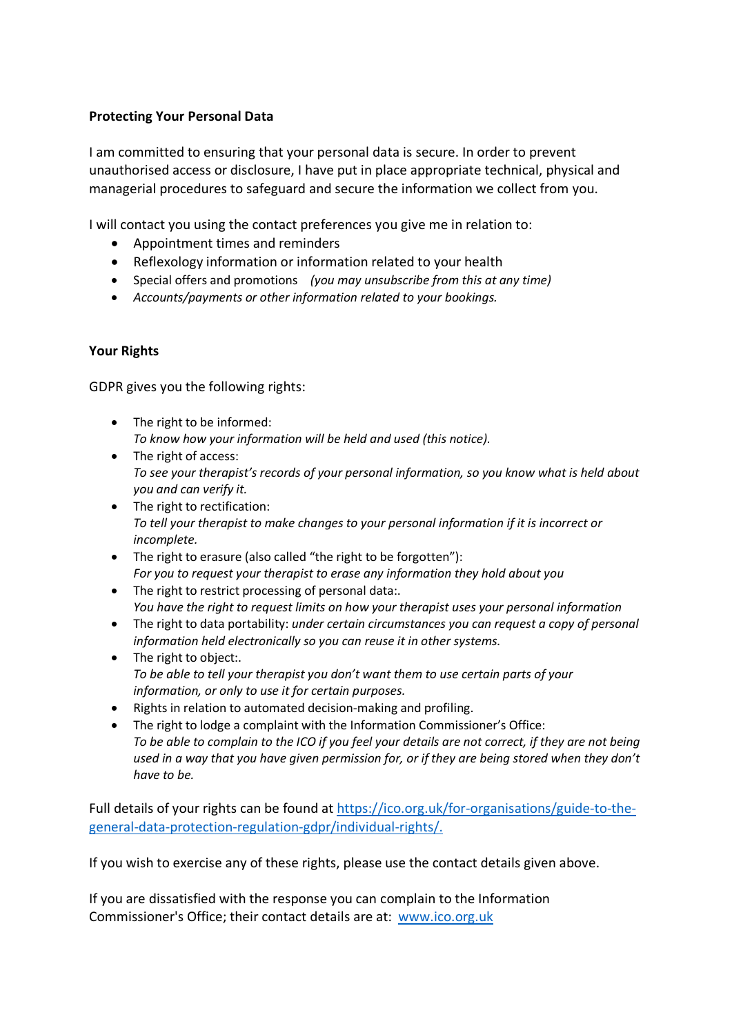**Protecting Your Personal Data**

I am committed to ensuring that your personal data is secure. In order to prevent unauthorised access or disclosure, I have put in place appropriate technical, physical and managerial procedures to safeguard and secure the information we collect from you.

I will contact you using the contact preferences you give me in relation to:

- Appointment times and reminders
- Reflexology information or information related to your health
- Special offers and promotions *(you may unsubscribe from this at any time)*
- *Accounts/payments or other information related to your bookings.*

**Your Rights**

GDPR gives you the following rights:

- The right to be informed:
  *To know how your information will be held and used (this notice).*
- The right of access:
  *To see your therapist's records of your personal information, so you know what is held about you and can verify it.*
- The right to rectification:
  *To tell your therapist to make changes to your personal information if it is incorrect or incomplete.*
- The right to erasure (also called "the right to be forgotten"):
  *For you to request your therapist to erase any information they hold about you*
- The right to restrict processing of personal data:.
  *You have the right to request limits on how your therapist uses your personal information*
- The right to data portability: *under certain circumstances you can request a copy of personal information held electronically so you can reuse it in other systems.*
- The right to object:.
  *To be able to tell your therapist you don't want them to use certain parts of your information, or only to use it for certain purposes.*
- Rights in relation to automated decision-making and profiling.
- The right to lodge a complaint with the Information Commissioner's Office:
  *To be able to complain to the ICO if you feel your details are not correct, if they are not being used in a way that you have given permission for, or if they are being stored when they don't have to be.*

Full details of your rights can be found at https://ico.org.uk/for-organisations/guide-to-the-general-data-protection-regulation-gdpr/individual-rights/.

If you wish to exercise any of these rights, please use the contact details given above.

If you are dissatisfied with the response you can complain to the Information Commissioner's Office; their contact details are at: www.ico.org.uk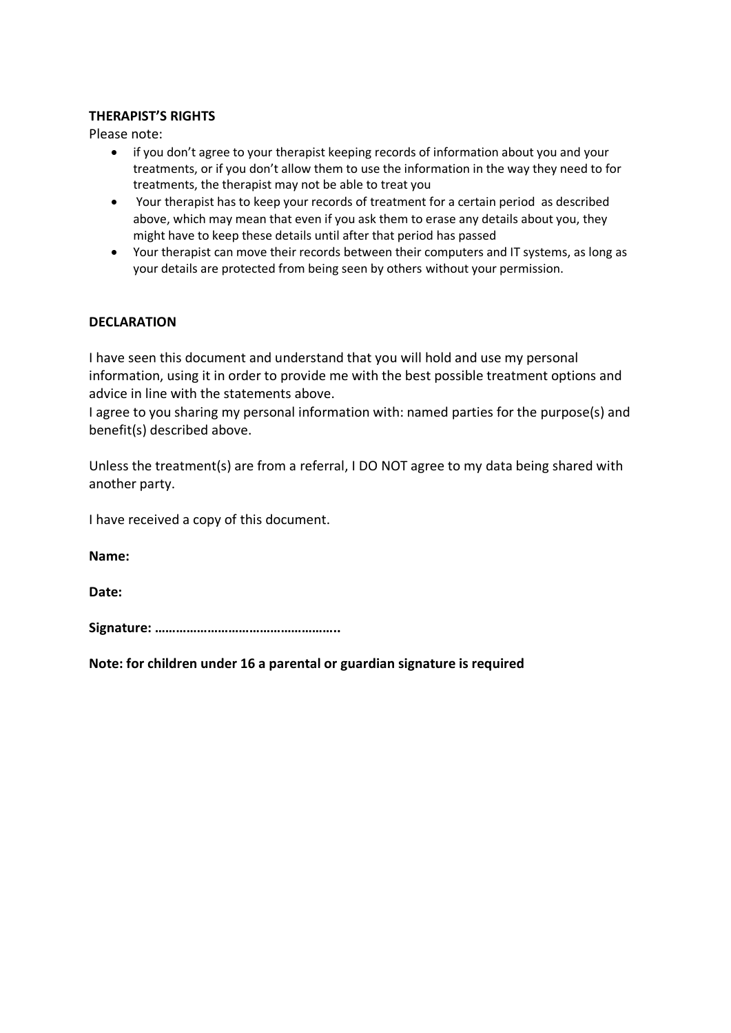**THERAPIST'S RIGHTS**

Please note:

- if you don't agree to your therapist keeping records of information about you and your treatments, or if you don't allow them to use the information in the way they need to for treatments, the therapist may not be able to treat you
- Your therapist has to keep your records of treatment for a certain period as described above, which may mean that even if you ask them to erase any details about you, they might have to keep these details until after that period has passed
- Your therapist can move their records between their computers and IT systems, as long as your details are protected from being seen by others without your permission.

**DECLARATION**

I have seen this document and understand that you will hold and use my personal information, using it in order to provide me with the best possible treatment options and advice in line with the statements above.

I agree to you sharing my personal information with: named parties for the purpose(s) and benefit(s) described above.

Unless the treatment(s) are from a referral, I DO NOT agree to my data being shared with another party.

I have received a copy of this document.

**Name:**

**Date:**

**Signature: ……………………………………………..**

**Note: for children under 16 a parental or guardian signature is required**